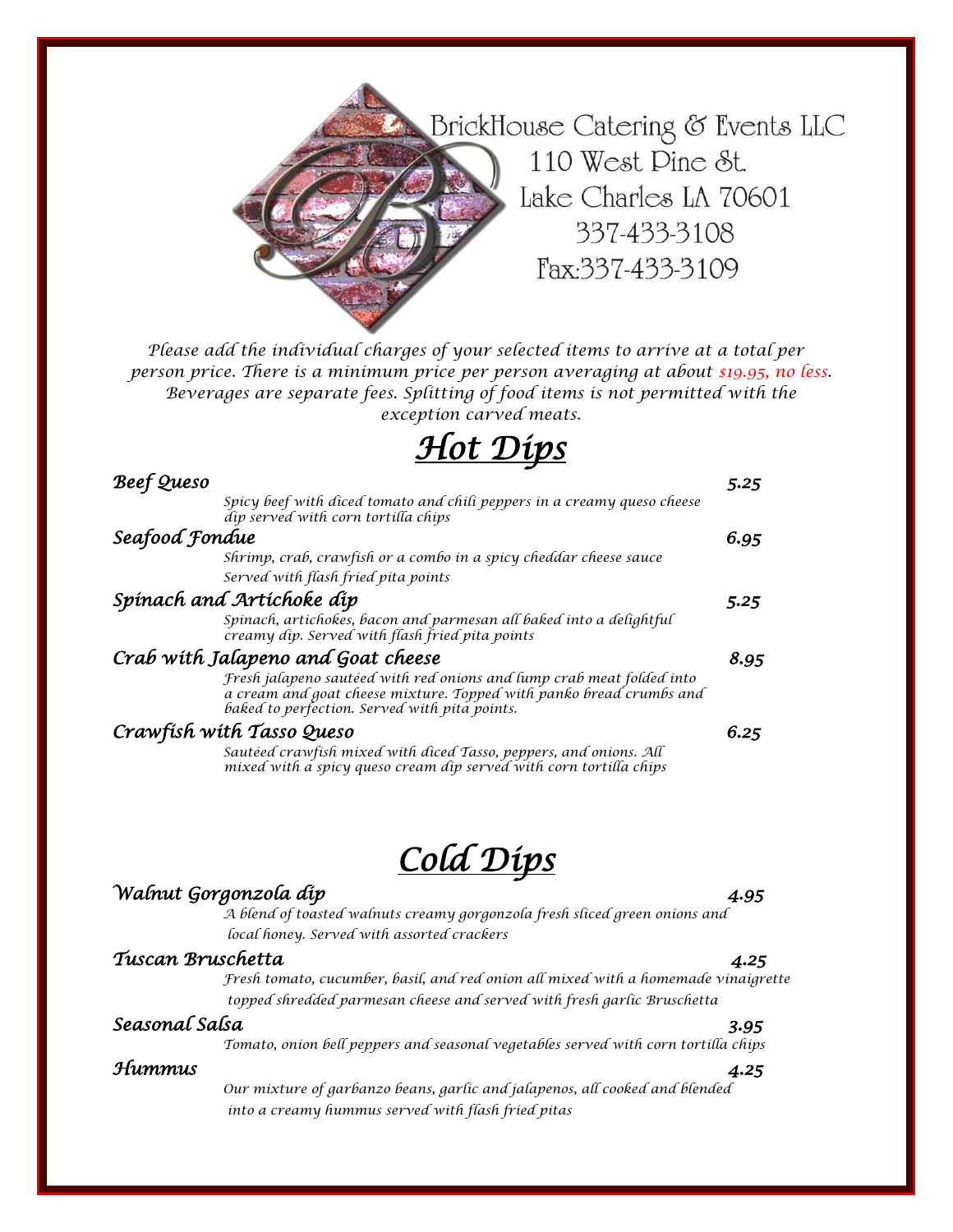BrickHouse Catering & Events LLC
110 West Pine St.
Lake Charles LA 70601
337-433-3108
Fax:337-433-3109

*Please add the individual charges of your selected items to arrive at a total per person price. There is a minimum price per person averaging at about $19.95, no less. Beverages are separate fees. Splitting of food items is not permitted with the exception carved meats.*

# Hot Dips

***Beef Queso*** **5.25**

*Spicy beef with diced tomato and chili peppers in a creamy queso cheese dip served with corn tortilla chips*

***Seafood Fondue*** **6.95**

*Shrimp, crab, crawfish or a combo in a spicy cheddar cheese sauce Served with flash fried pita points*

***Spinach and Artichoke dip*** **5.25**

*Spinach, artichokes, bacon and parmesan all baked into a delightful creamy dip. Served with flash fried pita points*

***Crab with Jalapeno and Goat cheese*** **8.95**

*Fresh jalapeno sautéed with red onions and lump crab meat folded into a cream and goat cheese mixture. Topped with panko bread crumbs and baked to perfection. Served with pita points.*

***Crawfish with Tasso Queso*** **6.25**

*Sautéed crawfish mixed with diced Tasso, peppers, and onions. All mixed with a spicy queso cream dip served with corn tortilla chips*

# Cold Dips

***Walnut Gorgonzola dip*** **4.95**

*A blend of toasted walnuts creamy gorgonzola fresh sliced green onions and local honey. Served with assorted crackers*

***Tuscan Bruschetta*** **4.25**

*Fresh tomato, cucumber, basil, and red onion all mixed with a homemade vinaigrette topped shredded parmesan cheese and served with fresh garlic Bruschetta*

***Seasonal Salsa*** **3.95**

*Tomato, onion bell peppers and seasonal vegetables served with corn tortilla chips*

***Hummus*** **4.25**

*Our mixture of garbanzo beans, garlic and jalapenos, all cooked and blended into a creamy hummus served with flash fried pitas*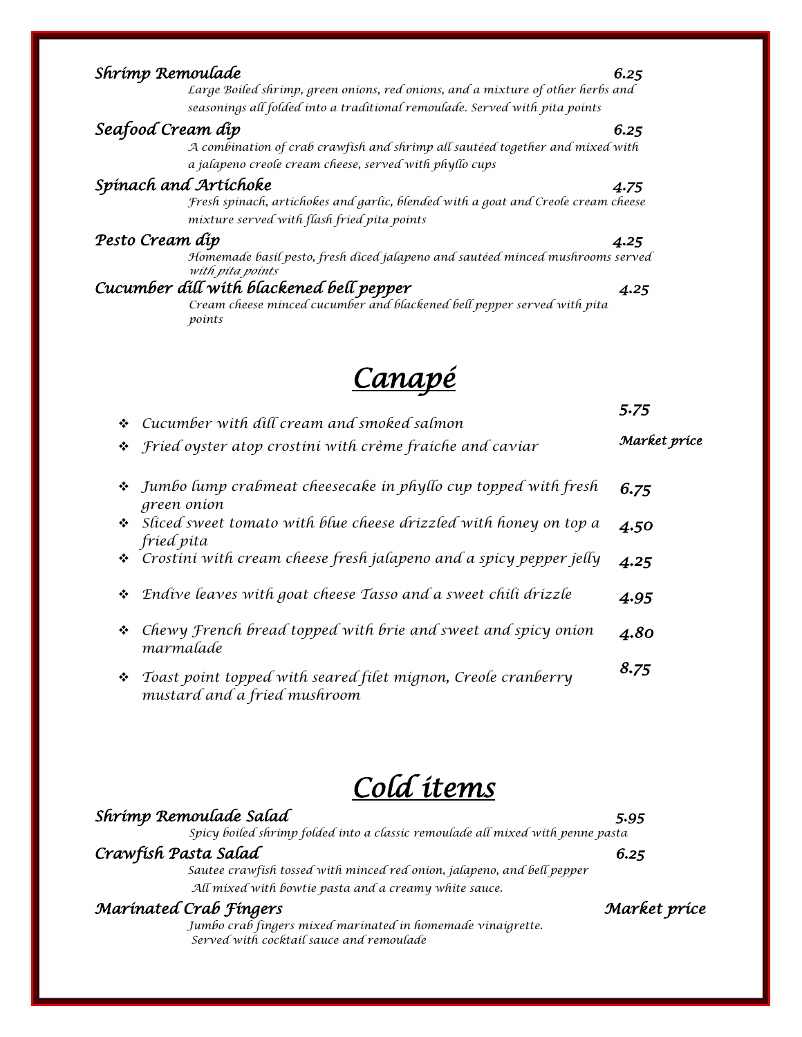**Shrimp Remoulade** 6.25

*Large Boiled shrimp, green onions, red onions, and a mixture of other herbs and seasonings all folded into a traditional remoulade. Served with pita points*

**Seafood Cream dip** 6.25

*A combination of crab crawfish and shrimp all sautéed together and mixed with a jalapeno creole cream cheese, served with phyllo cups*

**Spinach and Artichoke** 4.75

*Fresh spinach, artichokes and garlic, blended with a goat and Creole cream cheese mixture served with flash fried pita points*

**Pesto Cream dip** 4.25

*Homemade basil pesto, fresh diced jalapeno and sautéed minced mushrooms served with pita points*

**Cucumber dill with blackened bell pepper** 4.25

*Cream cheese minced cucumber and blackened bell pepper served with pita points*

# Canapé

- *Cucumber with dill cream and smoked salmon* — 5.75
- *Fried oyster atop crostini with crème fraiche and caviar* — Market price
- *Jumbo lump crabmeat cheesecake in phyllo cup topped with fresh green onion* — 6.75
- *Sliced sweet tomato with blue cheese drizzled with honey on top a fried pita* — 4.50
- *Crostini with cream cheese fresh jalapeno and a spicy pepper jelly* — 4.25
- *Endive leaves with goat cheese Tasso and a sweet chili drizzle* — 4.95
- *Chewy French bread topped with brie and sweet and spicy onion marmalade* — 4.80
- *Toast point topped with seared filet mignon, Creole cranberry mustard and a fried mushroom* — 8.75

# Cold items

**Shrimp Remoulade Salad** 5.95

*Spicy boiled shrimp folded into a classic remoulade all mixed with penne pasta*

**Crawfish Pasta Salad** 6.25

*Sautee crawfish tossed with minced red onion, jalapeno, and bell pepper All mixed with bowtie pasta and a creamy white sauce.*

**Marinated Crab Fingers** Market price

*Jumbo crab fingers mixed marinated in homemade vinaigrette. Served with cocktail sauce and remoulade*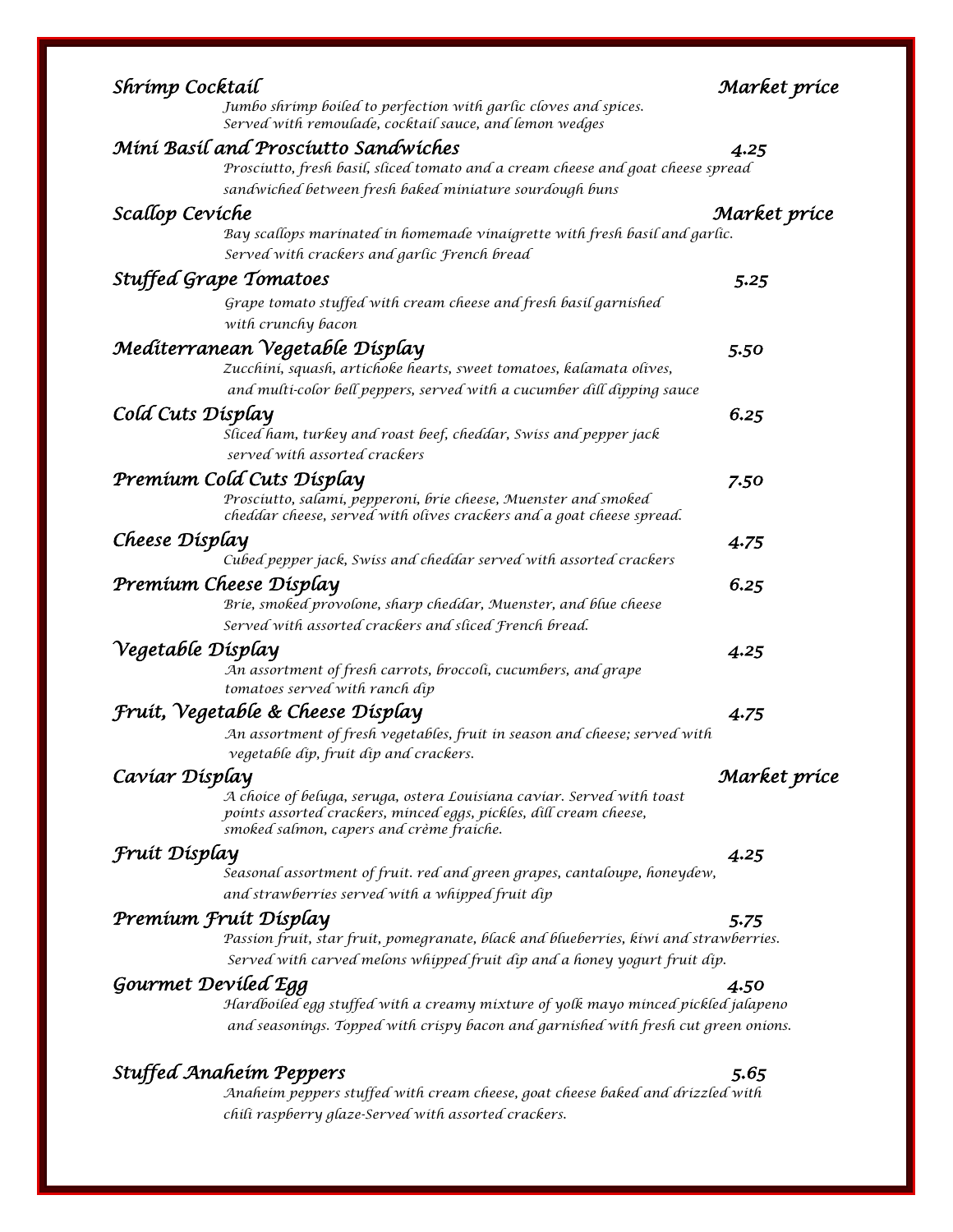**Shrimp Cocktail** — *Market price*

Jumbo shrimp boiled to perfection with garlic cloves and spices.
Served with remoulade, cocktail sauce, and lemon wedges

**Mini Basil and Prosciutto Sandwiches** — *4.25*

Prosciutto, fresh basil, sliced tomato and a cream cheese and goat cheese spread
sandwiched between fresh baked miniature sourdough buns

**Scallop Ceviche** — *Market price*

Bay scallops marinated in homemade vinaigrette with fresh basil and garlic.
Served with crackers and garlic French bread

**Stuffed Grape Tomatoes** — *5.25*

Grape tomato stuffed with cream cheese and fresh basil garnished
with crunchy bacon

**Mediterranean Vegetable Display** — *5.50*

Zucchini, squash, artichoke hearts, sweet tomatoes, kalamata olives,
and multi-color bell peppers, served with a cucumber dill dipping sauce

**Cold Cuts Display** — *6.25*

Sliced ham, turkey and roast beef, cheddar, Swiss and pepper jack
served with assorted crackers

**Premium Cold Cuts Display** — *7.50*

Prosciutto, salami, pepperoni, brie cheese, Muenster and smoked
cheddar cheese, served with olives crackers and a goat cheese spread.

**Cheese Display** — *4.75*

Cubed pepper jack, Swiss and cheddar served with assorted crackers

**Premium Cheese Display** — *6.25*

Brie, smoked provolone, sharp cheddar, Muenster, and blue cheese
Served with assorted crackers and sliced French bread.

**Vegetable Display** — *4.25*

An assortment of fresh carrots, broccoli, cucumbers, and grape
tomatoes served with ranch dip

**Fruit, Vegetable & Cheese Display** — *4.75*

An assortment of fresh vegetables, fruit in season and cheese; served with
vegetable dip, fruit dip and crackers.

**Caviar Display** — *Market price*

A choice of beluga, seruga, ostera Louisiana caviar. Served with toast
points assorted crackers, minced eggs, pickles, dill cream cheese,
smoked salmon, capers and crème fraiche.

**Fruit Display** — *4.25*

Seasonal assortment of fruit. red and green grapes, cantaloupe, honeydew,
and strawberries served with a whipped fruit dip

**Premium Fruit Display** — *5.75*

Passion fruit, star fruit, pomegranate, black and blueberries, kiwi and strawberries.
Served with carved melons whipped fruit dip and a honey yogurt fruit dip.

**Gourmet Deviled Egg** — *4.50*

Hardboiled egg stuffed with a creamy mixture of yolk mayo minced pickled jalapeno
and seasonings. Topped with crispy bacon and garnished with fresh cut green onions.

**Stuffed Anaheim Peppers** — *5.65*

Anaheim peppers stuffed with cream cheese, goat cheese baked and drizzled with
chili raspberry glaze-Served with assorted crackers.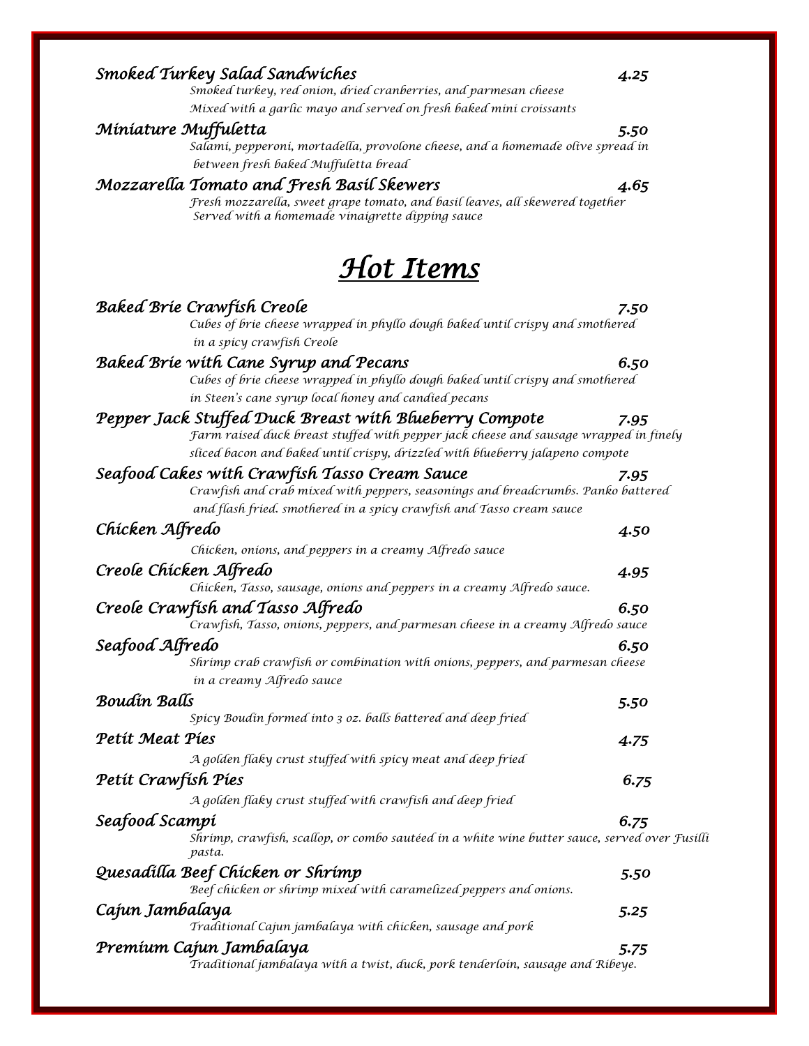***Smoked Turkey Salad Sandwiches*** — ***4.25***

*Smoked turkey, red onion, dried cranberries, and parmesan cheese*
*Mixed with a garlic mayo and served on fresh baked mini croissants*

***Miniature Muffuletta*** — ***5.50***

*Salami, pepperoni, mortadella, provolone cheese, and a homemade olive spread in between fresh baked Muffuletta bread*

***Mozzarella Tomato and Fresh Basil Skewers*** — ***4.65***

*Fresh mozzarella, sweet grape tomato, and basil leaves, all skewered together*
*Served with a homemade vinaigrette dipping sauce*

# *Hot Items*

***Baked Brie Crawfish Creole*** — ***7.50***

*Cubes of brie cheese wrapped in phyllo dough baked until crispy and smothered in a spicy crawfish Creole*

***Baked Brie with Cane Syrup and Pecans*** — ***6.50***

*Cubes of brie cheese wrapped in phyllo dough baked until crispy and smothered in Steen's cane syrup local honey and candied pecans*

***Pepper Jack Stuffed Duck Breast with Blueberry Compote*** — ***7.95***

*Farm raised duck breast stuffed with pepper jack cheese and sausage wrapped in finely sliced bacon and baked until crispy, drizzled with blueberry jalapeno compote*

***Seafood Cakes with Crawfish Tasso Cream Sauce*** — ***7.95***

*Crawfish and crab mixed with peppers, seasonings and breadcrumbs. Panko battered and flash fried. smothered in a spicy crawfish and Tasso cream sauce*

***Chicken Alfredo*** — ***4.50***

*Chicken, onions, and peppers in a creamy Alfredo sauce*

***Creole Chicken Alfredo*** — ***4.95***

*Chicken, Tasso, sausage, onions and peppers in a creamy Alfredo sauce.*

***Creole Crawfish and Tasso Alfredo*** — ***6.50***

*Crawfish, Tasso, onions, peppers, and parmesan cheese in a creamy Alfredo sauce*

***Seafood Alfredo*** — ***6.50***

*Shrimp crab crawfish or combination with onions, peppers, and parmesan cheese in a creamy Alfredo sauce*

***Boudin Balls*** — ***5.50***

*Spicy Boudin formed into 3 oz. balls battered and deep fried*

***Petit Meat Pies*** — ***4.75***

*A golden flaky crust stuffed with spicy meat and deep fried*

***Petit Crawfish Pies*** — ***6.75***

*A golden flaky crust stuffed with crawfish and deep fried*

***Seafood Scampi*** — ***6.75***

*Shrimp, crawfish, scallop, or combo sautéed in a white wine butter sauce, served over Fusilli pasta.*

***Quesadilla Beef Chicken or Shrimp*** — ***5.50***

*Beef chicken or shrimp mixed with caramelized peppers and onions.*

***Cajun Jambalaya*** — ***5.25***

*Traditional Cajun jambalaya with chicken, sausage and pork*

***Premium Cajun Jambalaya*** — ***5.75***

*Traditional jambalaya with a twist, duck, pork tenderloin, sausage and Ribeye.*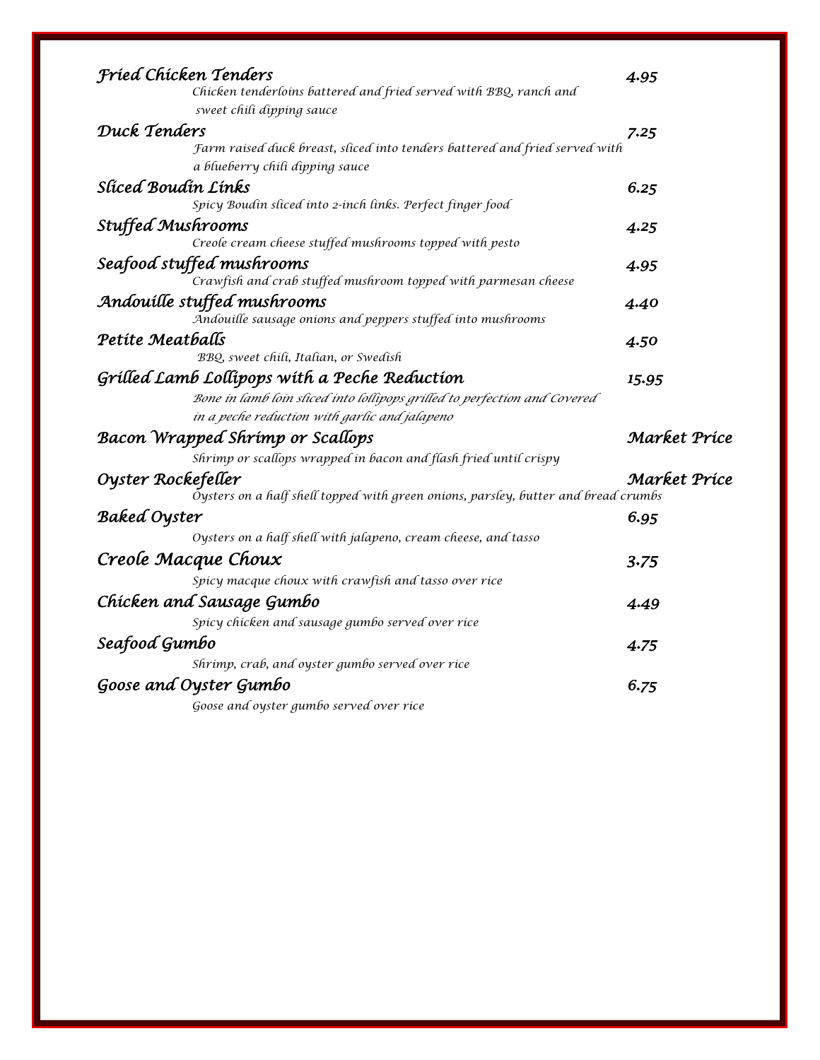**Fried Chicken Tenders** — 4.95
*Chicken tenderloins battered and fried served with BBQ, ranch and sweet chili dipping sauce*

**Duck Tenders** — 7.25
*Farm raised duck breast, sliced into tenders battered and fried served with a blueberry chili dipping sauce*

**Sliced Boudin Links** — 6.25
*Spicy Boudin sliced into 2-inch links. Perfect finger food*

**Stuffed Mushrooms** — 4.25
*Creole cream cheese stuffed mushrooms topped with pesto*

**Seafood stuffed mushrooms** — 4.95
*Crawfish and crab stuffed mushroom topped with parmesan cheese*

**Andouille stuffed mushrooms** — 4.40
*Andouille sausage onions and peppers stuffed into mushrooms*

**Petite Meatballs** — 4.50
*BBQ, sweet chili, Italian, or Swedish*

**Grilled Lamb Lollipops with a Peche Reduction** — 15.95
*Bone in lamb loin sliced into lollipops grilled to perfection and Covered in a peche reduction with garlic and jalapeno*

**Bacon Wrapped Shrimp or Scallops** — Market Price
*Shrimp or scallops wrapped in bacon and flash fried until crispy*

**Oyster Rockefeller** — Market Price
*Oysters on a half shell topped with green onions, parsley, butter and bread crumbs*

**Baked Oyster** — 6.95
*Oysters on a half shell with jalapeno, cream cheese, and tasso*

**Creole Macque Choux** — 3.75
*Spicy macque choux with crawfish and tasso over rice*

**Chicken and Sausage Gumbo** — 4.49
*Spicy chicken and sausage gumbo served over rice*

**Seafood Gumbo** — 4.75
*Shrimp, crab, and oyster gumbo served over rice*

**Goose and Oyster Gumbo** — 6.75
*Goose and oyster gumbo served over rice*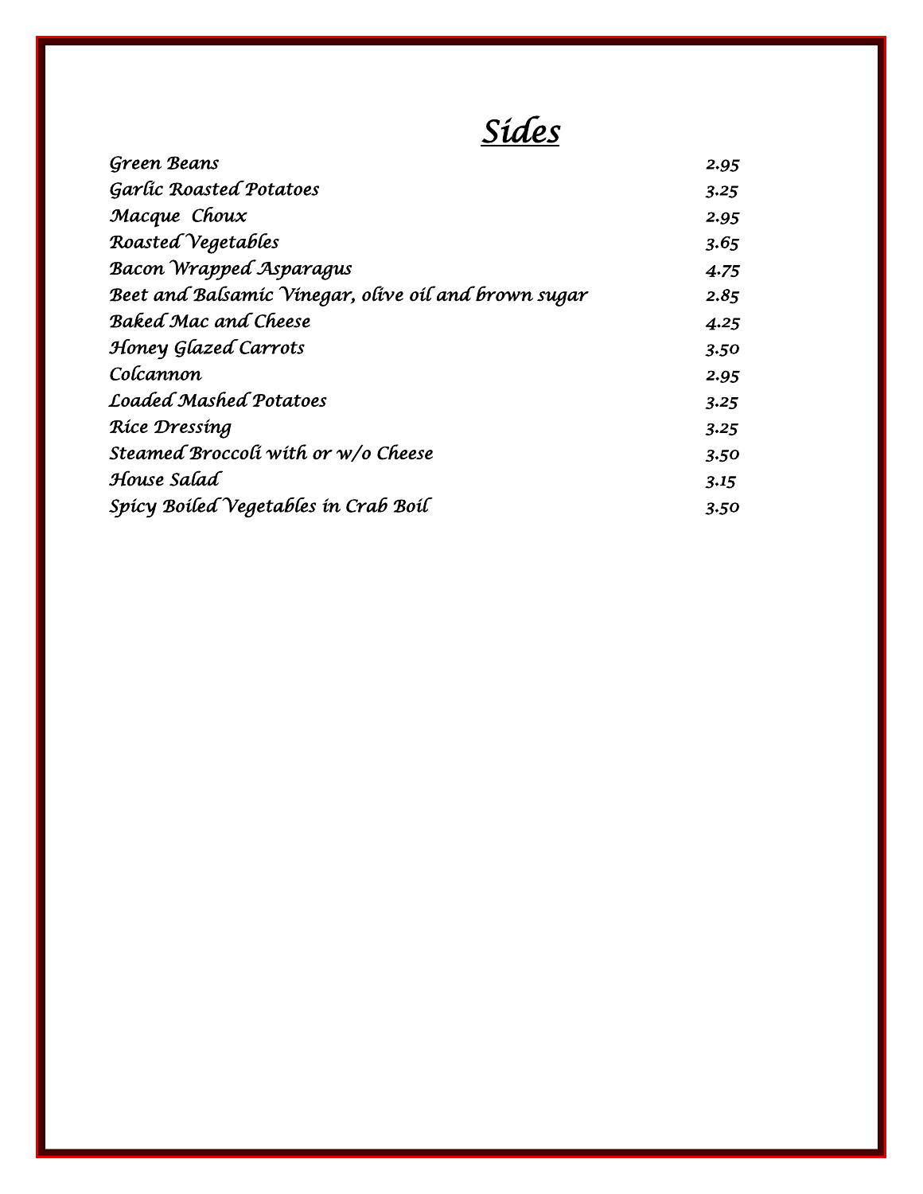# *Sides*

| | |
|---|---|
| *Green Beans* | *2.95* |
| *Garlic Roasted Potatoes* | *3.25* |
| *Macque Choux* | *2.95* |
| *Roasted Vegetables* | *3.65* |
| *Bacon Wrapped Asparagus* | *4.75* |
| *Beet and Balsamic Vinegar, olive oil and brown sugar* | *2.85* |
| *Baked Mac and Cheese* | *4.25* |
| *Honey Glazed Carrots* | *3.50* |
| *Colcannon* | *2.95* |
| *Loaded Mashed Potatoes* | *3.25* |
| *Rice Dressing* | *3.25* |
| *Steamed Broccoli with or w/o Cheese* | *3.50* |
| *House Salad* | *3.15* |
| *Spicy Boiled Vegetables in Crab Boil* | *3.50* |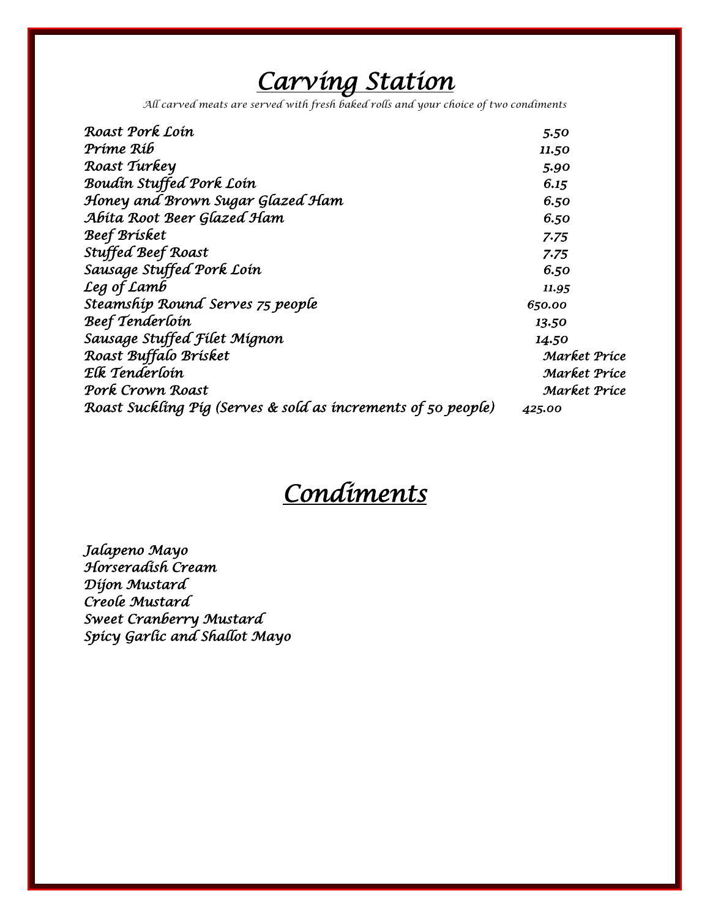# *Carving Station*

*All carved meats are served with fresh baked rolls and your choice of two condiments*

| | |
|---|---|
| *Roast Pork Loin* | *5.50* |
| *Prime Rib* | *11.50* |
| *Roast Turkey* | *5.90* |
| *Boudin Stuffed Pork Loin* | *6.15* |
| *Honey and Brown Sugar Glazed Ham* | *6.50* |
| *Abita Root Beer Glazed Ham* | *6.50* |
| *Beef Brisket* | *7.75* |
| *Stuffed Beef Roast* | *7.75* |
| *Sausage Stuffed Pork Loin* | *6.50* |
| *Leg of Lamb* | *11.95* |
| *Steamship Round Serves 75 people* | *650.00* |
| *Beef Tenderloin* | *13.50* |
| *Sausage Stuffed Filet Mignon* | *14.50* |
| *Roast Buffalo Brisket* | *Market Price* |
| *Elk Tenderloin* | *Market Price* |
| *Pork Crown Roast* | *Market Price* |
| *Roast Suckling Pig (Serves & sold as increments of 50 people)* | *425.00* |

# *Condiments*

*Jalapeno Mayo*
*Horseradish Cream*
*Dijon Mustard*
*Creole Mustard*
*Sweet Cranberry Mustard*
*Spicy Garlic and Shallot Mayo*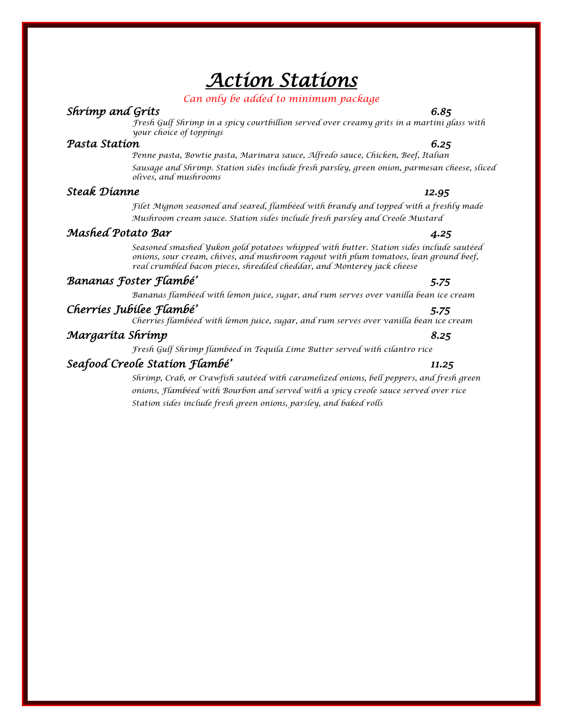# *Action Stations*

*Can only be added to minimum package*

***Shrimp and Grits*** ***6.85***

*Fresh Gulf Shrimp in a spicy courtbillion served over creamy grits in a martini glass with your choice of toppings*

***Pasta Station*** ***6.25***

*Penne pasta, Bowtie pasta, Marinara sauce, Alfredo sauce, Chicken, Beef, Italian Sausage and Shrimp. Station sides include fresh parsley, green onion, parmesan cheese, sliced olives, and mushrooms*

***Steak Dianne*** ***12.95***

*Filet Mignon seasoned and seared, flambéed with brandy and topped with a freshly made Mushroom cream sauce. Station sides include fresh parsley and Creole Mustard*

***Mashed Potato Bar*** ***4.25***

*Seasoned smashed Yukon gold potatoes whipped with butter. Station sides include sautéed onions, sour cream, chives, and mushroom ragout with plum tomatoes, lean ground beef, real crumbled bacon pieces, shredded cheddar, and Monterey jack cheese*

***Bananas Foster Flambé'*** ***5.75***

*Bananas flambéed with lemon juice, sugar, and rum serves over vanilla bean ice cream*

***Cherries Jubilee Flambé'*** ***5.75***

*Cherries flambéed with lemon juice, sugar, and rum serves over vanilla bean ice cream*

***Margarita Shrimp*** ***8.25***

*Fresh Gulf Shrimp flambéed in Tequila Lime Butter served with cilantro rice*

***Seafood Creole Station Flambé'*** ***11.25***

*Shrimp, Crab, or Crawfish sautéed with caramelized onions, bell peppers, and fresh green onions, Flambéed with Bourbon and served with a spicy creole sauce served over rice Station sides include fresh green onions, parsley, and baked rolls*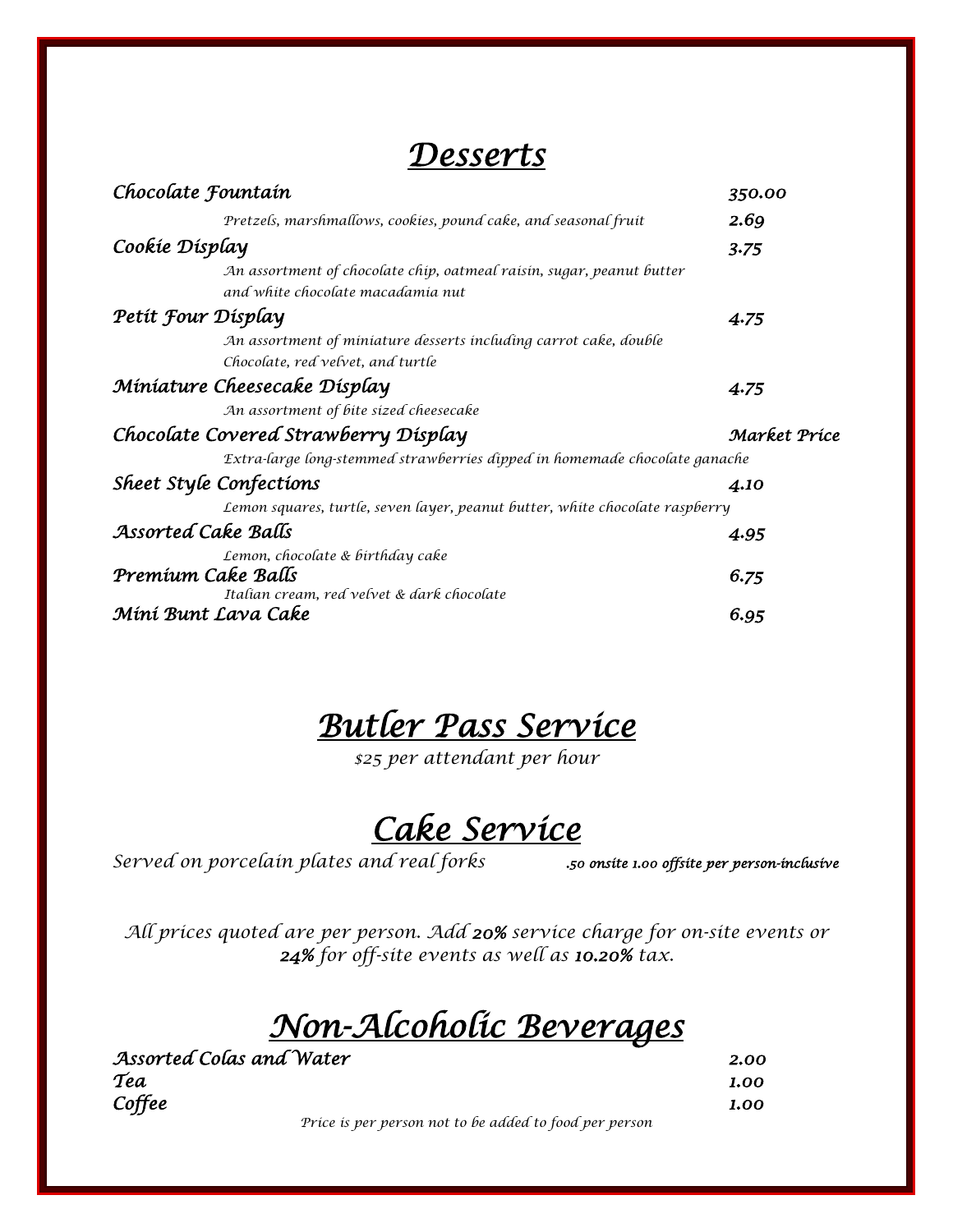# *Desserts*

| | |
|---|---|
| ***Chocolate Fountain*** | ***350.00*** |
| *Pretzels, marshmallows, cookies, pound cake, and seasonal fruit* | ***2.69*** |
| ***Cookie Display*** | ***3.75*** |
| *An assortment of chocolate chip, oatmeal raisin, sugar, peanut butter and white chocolate macadamia nut* | |
| ***Petit Four Display*** | ***4.75*** |
| *An assortment of miniature desserts including carrot cake, double Chocolate, red velvet, and turtle* | |
| ***Miniature Cheesecake Display*** | ***4.75*** |
| *An assortment of bite sized cheesecake* | |
| ***Chocolate Covered Strawberry Display*** | ***Market Price*** |
| *Extra-large long-stemmed strawberries dipped in homemade chocolate ganache* | |
| ***Sheet Style Confections*** | ***4.10*** |
| *Lemon squares, turtle, seven layer, peanut butter, white chocolate raspberry* | |
| ***Assorted Cake Balls*** | ***4.95*** |
| *Lemon, chocolate & birthday cake* | |
| ***Premium Cake Balls*** | ***6.75*** |
| *Italian cream, red velvet & dark chocolate* | |
| ***Mini Bunt Lava Cake*** | ***6.95*** |

# *Butler Pass Service*

*$25 per attendant per hour*

# *Cake Service*

*Served on porcelain plates and real forks* ***.50 onsite 1.00 offsite per person-inclusive***

*All prices quoted are per person. Add **20%** service charge for on-site events or **24%** for off-site events as well as **10.20%** tax.*

# *Non-Alcoholic Beverages*

| | |
|---|---|
| ***Assorted Colas and Water*** | ***2.00*** |
| ***Tea*** | ***1.00*** |
| ***Coffee*** | ***1.00*** |

*Price is per person not to be added to food per person*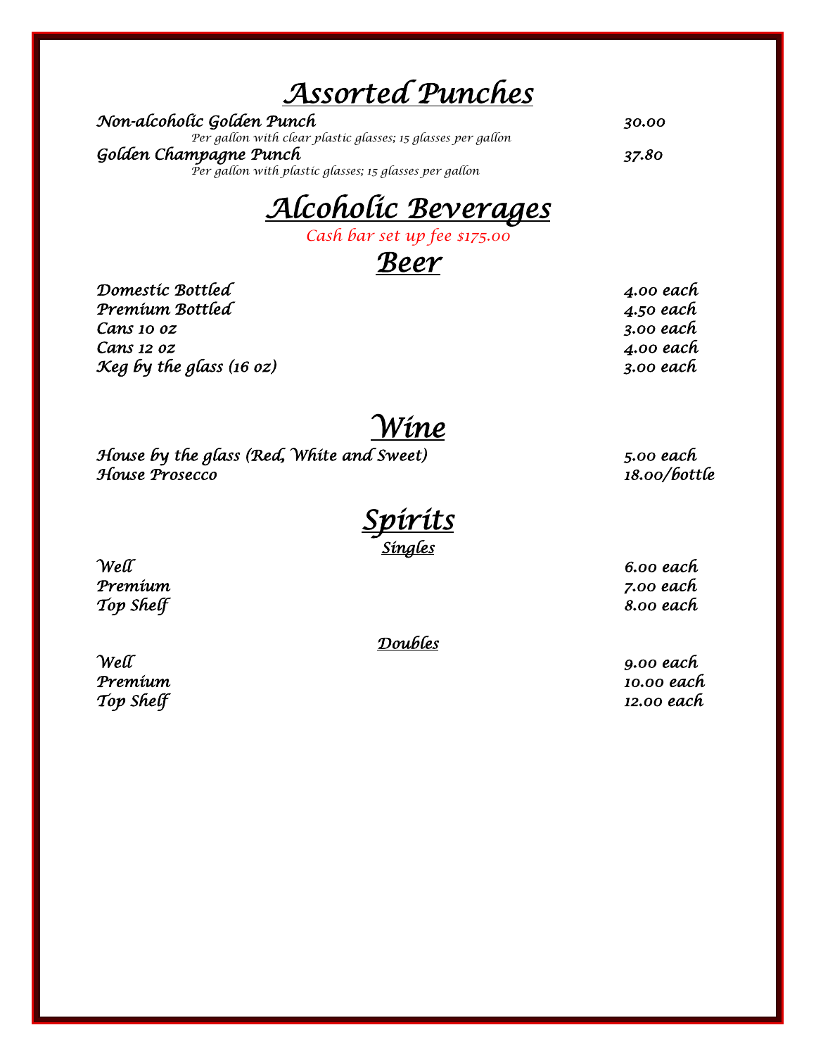# *Assorted Punches*

| | |
|---|---|
| ***Non-alcoholic Golden Punch*** | ***30.00*** |
| *Per gallon with clear plastic glasses; 15 glasses per gallon* | |
| ***Golden Champagne Punch*** | ***37.80*** |
| *Per gallon with plastic glasses; 15 glasses per gallon* | |

# *Alcoholic Beverages*

*Cash bar set up fee $175.00*

## *Beer*

| | |
|---|---|
| ***Domestic Bottled*** | ***4.00 each*** |
| ***Premium Bottled*** | ***4.50 each*** |
| ***Cans 10 oz*** | ***3.00 each*** |
| ***Cans 12 oz*** | ***4.00 each*** |
| ***Keg by the glass (16 oz)*** | ***3.00 each*** |

## *Wine*

| | |
|---|---|
| ***House by the glass (Red, White and Sweet)*** | ***5.00 each*** |
| ***House Prosecco*** | ***18.00/bottle*** |

## *Spirits*

### *Singles*

| | |
|---|---|
| ***Well*** | ***6.00 each*** |
| ***Premium*** | ***7.00 each*** |
| ***Top Shelf*** | ***8.00 each*** |

### *Doubles*

| | |
|---|---|
| ***Well*** | ***9.00 each*** |
| ***Premium*** | ***10.00 each*** |
| ***Top Shelf*** | ***12.00 each*** |